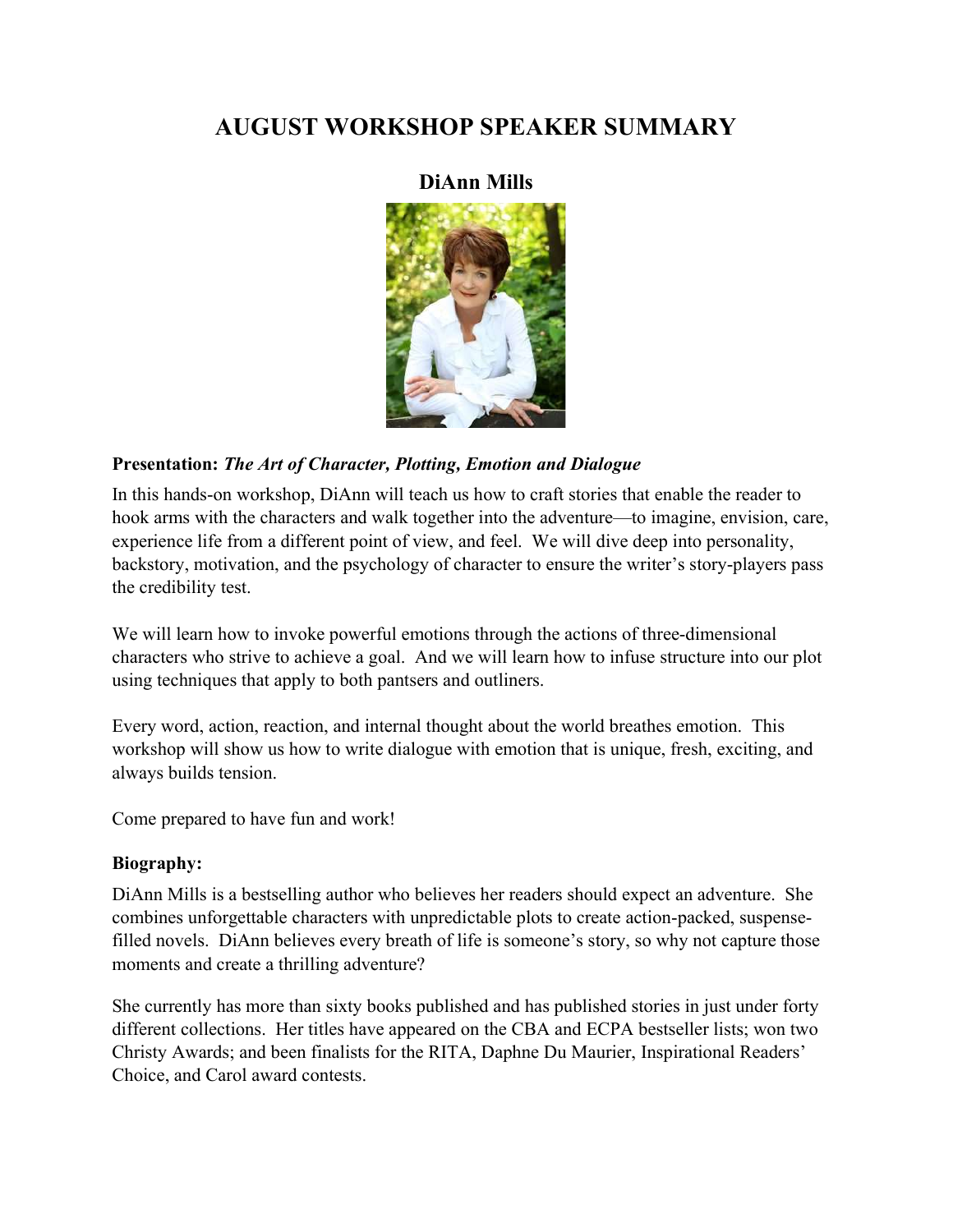# AUGUST WORKSHOP SPEAKER SUMMARY

## DiAnn Mills

**Presentation:** ***The Art of Character, Plotting, Emotion and Dialogue***

In this hands-on workshop, DiAnn will teach us how to craft stories that enable the reader to hook arms with the characters and walk together into the adventure—to imagine, envision, care, experience life from a different point of view, and feel. We will dive deep into personality, backstory, motivation, and the psychology of character to ensure the writer's story-players pass the credibility test.

We will learn how to invoke powerful emotions through the actions of three-dimensional characters who strive to achieve a goal. And we will learn how to infuse structure into our plot using techniques that apply to both pantsers and outliners.

Every word, action, reaction, and internal thought about the world breathes emotion. This workshop will show us how to write dialogue with emotion that is unique, fresh, exciting, and always builds tension.

Come prepared to have fun and work!

**Biography:**

DiAnn Mills is a bestselling author who believes her readers should expect an adventure. She combines unforgettable characters with unpredictable plots to create action-packed, suspense-filled novels. DiAnn believes every breath of life is someone's story, so why not capture those moments and create a thrilling adventure?

She currently has more than sixty books published and has published stories in just under forty different collections. Her titles have appeared on the CBA and ECPA bestseller lists; won two Christy Awards; and been finalists for the RITA, Daphne Du Maurier, Inspirational Readers' Choice, and Carol award contests.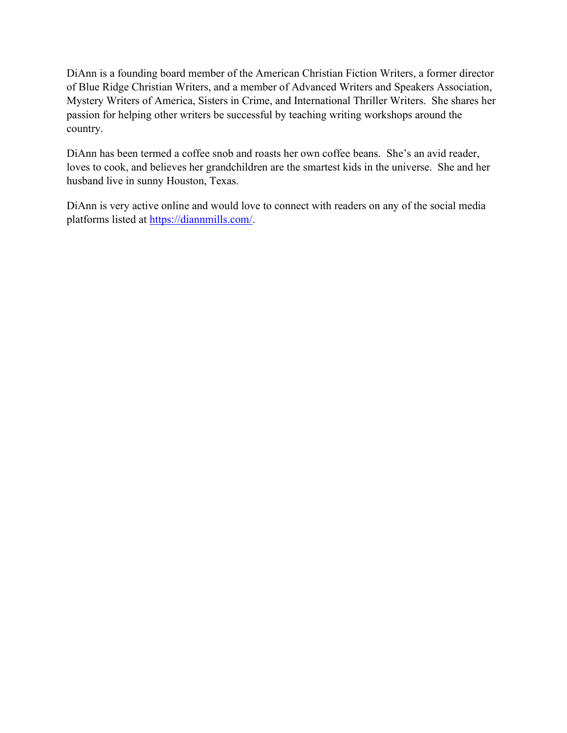DiAnn is a founding board member of the American Christian Fiction Writers, a former director of Blue Ridge Christian Writers, and a member of Advanced Writers and Speakers Association, Mystery Writers of America, Sisters in Crime, and International Thriller Writers. She shares her passion for helping other writers be successful by teaching writing workshops around the country.

DiAnn has been termed a coffee snob and roasts her own coffee beans. She's an avid reader, loves to cook, and believes her grandchildren are the smartest kids in the universe. She and her husband live in sunny Houston, Texas.

DiAnn is very active online and would love to connect with readers on any of the social media platforms listed at [https://diannmills.com/](https://diannmills.com/).